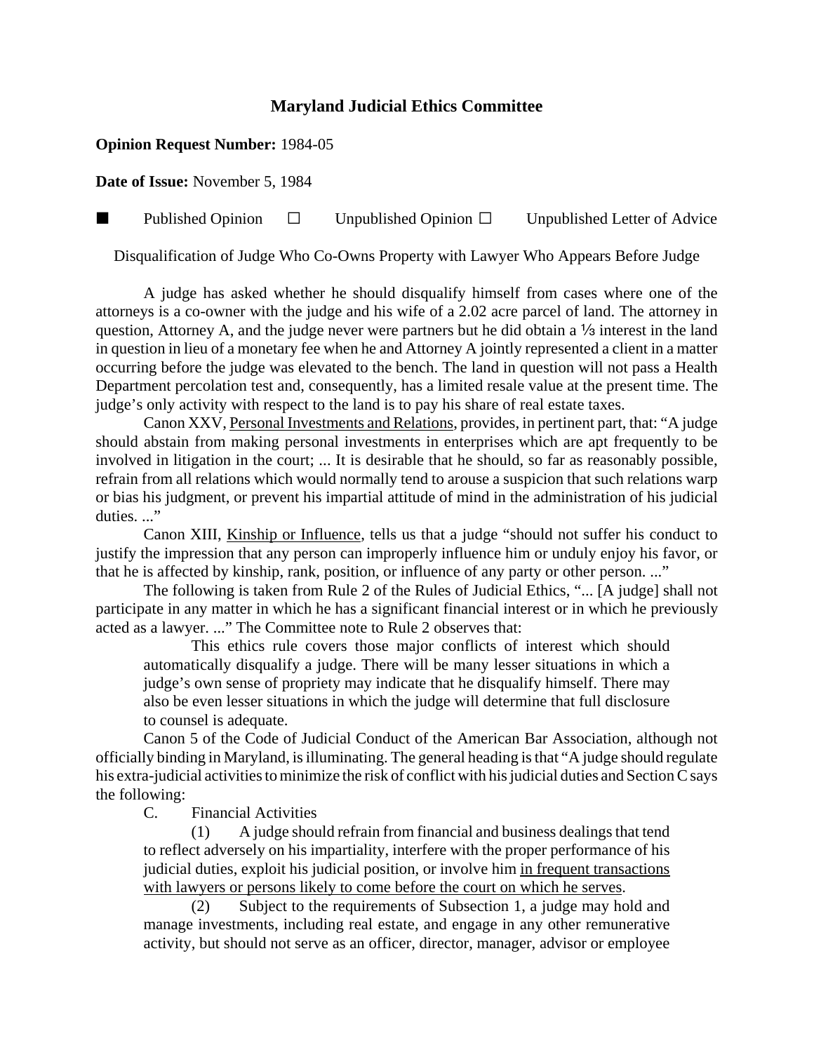# Maryland Judicial Ethics Committee

**Opinion Request Number:** 1984-05

**Date of Issue:** November 5, 1984

■ Published Opinion ☐ Unpublished Opinion ☐ Unpublished Letter of Advice

Disqualification of Judge Who Co-Owns Property with Lawyer Who Appears Before Judge

A judge has asked whether he should disqualify himself from cases where one of the attorneys is a co-owner with the judge and his wife of a 2.02 acre parcel of land. The attorney in question, Attorney A, and the judge never were partners but he did obtain a ⅓ interest in the land in question in lieu of a monetary fee when he and Attorney A jointly represented a client in a matter occurring before the judge was elevated to the bench. The land in question will not pass a Health Department percolation test and, consequently, has a limited resale value at the present time. The judge's only activity with respect to the land is to pay his share of real estate taxes.

Canon XXV, Personal Investments and Relations, provides, in pertinent part, that: "A judge should abstain from making personal investments in enterprises which are apt frequently to be involved in litigation in the court; ... It is desirable that he should, so far as reasonably possible, refrain from all relations which would normally tend to arouse a suspicion that such relations warp or bias his judgment, or prevent his impartial attitude of mind in the administration of his judicial duties. ..."

Canon XIII, Kinship or Influence, tells us that a judge "should not suffer his conduct to justify the impression that any person can improperly influence him or unduly enjoy his favor, or that he is affected by kinship, rank, position, or influence of any party or other person. ..."

The following is taken from Rule 2 of the Rules of Judicial Ethics, "... [A judge] shall not participate in any matter in which he has a significant financial interest or in which he previously acted as a lawyer. ..." The Committee note to Rule 2 observes that:

> This ethics rule covers those major conflicts of interest which should automatically disqualify a judge. There will be many lesser situations in which a judge's own sense of propriety may indicate that he disqualify himself. There may also be even lesser situations in which the judge will determine that full disclosure to counsel is adequate.

Canon 5 of the Code of Judicial Conduct of the American Bar Association, although not officially binding in Maryland, is illuminating. The general heading is that "A judge should regulate his extra-judicial activities to minimize the risk of conflict with his judicial duties and Section C says the following:

C. Financial Activities

> (1) A judge should refrain from financial and business dealings that tend to reflect adversely on his impartiality, interfere with the proper performance of his judicial duties, exploit his judicial position, or involve him in frequent transactions with lawyers or persons likely to come before the court on which he serves.
>
> (2) Subject to the requirements of Subsection 1, a judge may hold and manage investments, including real estate, and engage in any other remunerative activity, but should not serve as an officer, director, manager, advisor or employee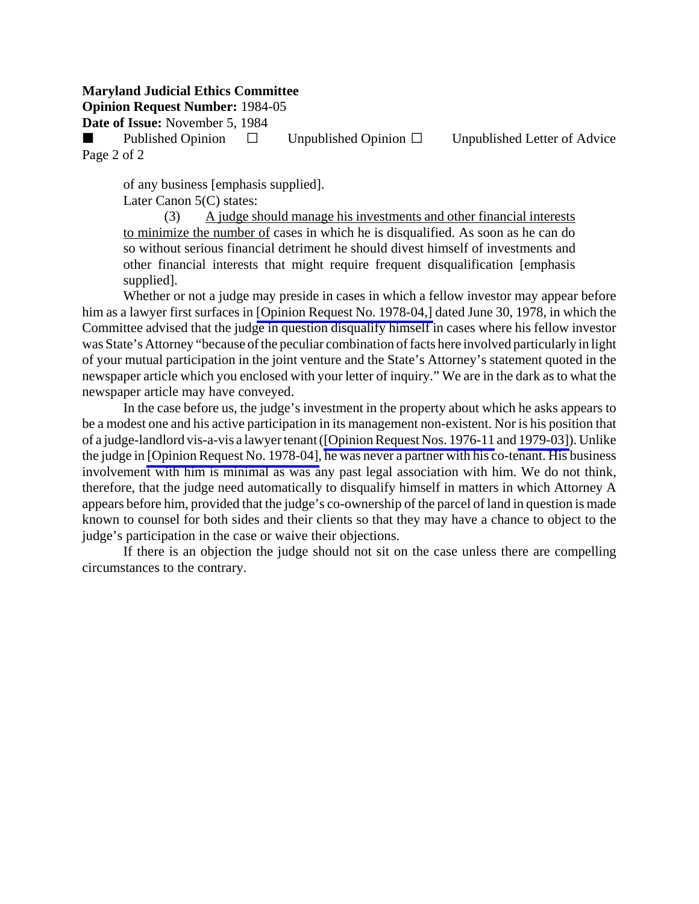of any business [emphasis supplied].

Later Canon 5(C) states:

> (3) <u>A judge should manage his investments and other financial interests to minimize the number of</u> cases in which he is disqualified. As soon as he can do so without serious financial detriment he should divest himself of investments and other financial interests that might require frequent disqualification [emphasis supplied].

Whether or not a judge may preside in cases in which a fellow investor may appear before him as a lawyer first surfaces in [Opinion Request No. 1978-04,] dated June 30, 1978, in which the Committee advised that the judge in question disqualify himself in cases where his fellow investor was State's Attorney "because of the peculiar combination of facts here involved particularly in light of your mutual participation in the joint venture and the State's Attorney's statement quoted in the newspaper article which you enclosed with your letter of inquiry." We are in the dark as to what the newspaper article may have conveyed.

In the case before us, the judge's investment in the property about which he asks appears to be a modest one and his active participation in its management non-existent. Nor is his position that of a judge-landlord vis-a-vis a lawyer tenant ([Opinion Request Nos. 1976-11 and 1979-03]). Unlike the judge in [Opinion Request No. 1978-04], he was never a partner with his co-tenant. His business involvement with him is minimal as was any past legal association with him. We do not think, therefore, that the judge need automatically to disqualify himself in matters in which Attorney A appears before him, provided that the judge's co-ownership of the parcel of land in question is made known to counsel for both sides and their clients so that they may have a chance to object to the judge's participation in the case or waive their objections.

If there is an objection the judge should not sit on the case unless there are compelling circumstances to the contrary.